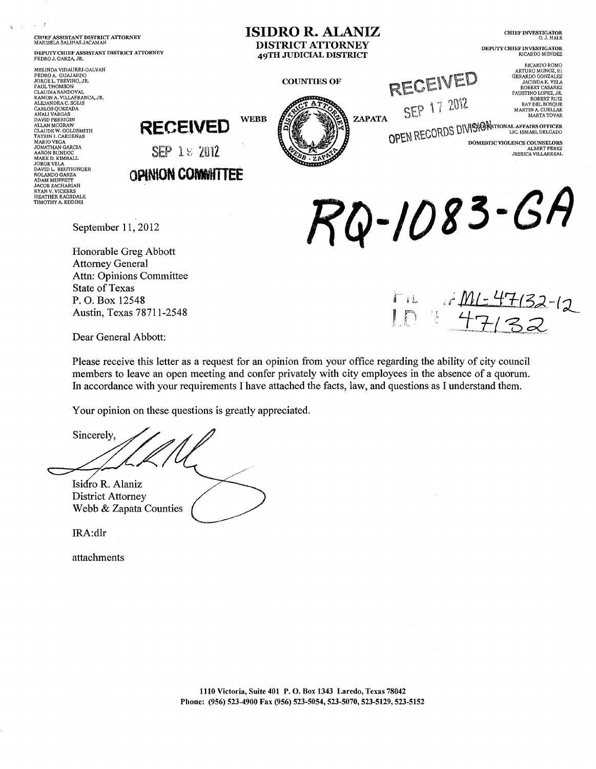CHIEF ASSISTANT DISTRICT ATTORNEY
MARISELA SALINAS JACAMAN

DEPUTY CHIEF ASSISTANT DISTRICT ATTORNEY
PEDRO J. GARZA, JR.

MELINDA VIDAURRI-GALVAN
PEDRO A. GUAJARDO
JORGE L. TREVINO, JR.
PAUL THOMSON
CLAUDIA SANDOVAL
RAMON A. VILLAFRANCA, JR.
ALEJANDRA C. SOLIS
CARLOS QUEZADA
ANALI VARGAS
DAVID PERRIGIN
ALLAN MCGRAW
CLAUDE W. GOLDSMITH
TAYRIN I. CARDENAS
MARIO VEGA
JONATHAN GARCIA
AARON BUNDOC
MARK D. KIMBALL
JORGE VELA
DAVID L. REUTHINGER
ROLANDO GARZA
ADAM MUFFETT
JACOB ZACHARIAH
RYAN V. VICKERS
HEATHER RAGSDALE
TIMOTHY A. EDDINS

# ISIDRO R. ALANIZ

## DISTRICT ATTORNEY

## 49TH JUDICIAL DISTRICT

COUNTIES OF

WEBB ZAPATA

CHIEF INVESTIGATOR
O. J. HALE

DEPUTY CHIEF INVESTIGATOR
RICARDO MENDEZ

RICARDO ROMO
ARTURO MUNOZ, III
GERARDO GONZALEZ
JACINDA K. VELA
ROBERT CASAREZ
FAUSTINO LOPEZ, JR.
ROBERT RUIZ
RAY DEL BOSQUE
MARTIN A. CUELLAR
MARTA TOVAR

INTERNATIONAL AFFAIRS OFFICER
LIC. ISMAEL DELGADO

DOMESTIC VIOLENCE COUNSELORS
ALBERT PEREZ
JESSICA VILLARREAL

RECEIVED
SEP 19 2012
OPINION COMMITTEE

RECEIVED
SEP 17 2012
OPEN RECORDS DIVISION

RQ-1083-GA

FILE # ML-47132-12
I.D. # 47132

September 11, 2012

Honorable Greg Abbott
Attorney General
Attn: Opinions Committee
State of Texas
P. O. Box 12548
Austin, Texas 78711-2548

Dear General Abbott:

Please receive this letter as a request for an opinion from your office regarding the ability of city council members to leave an open meeting and confer privately with city employees in the absence of a quorum. In accordance with your requirements I have attached the facts, law, and questions as I understand them.

Your opinion on these questions is greatly appreciated.

Sincerely,

Isidro R. Alaniz
District Attorney
Webb & Zapata Counties

IRA:dlr

attachments

1110 Victoria, Suite 401 P. O. Box 1343 Laredo, Texas 78042
Phone: (956) 523-4900 Fax (956) 523-5054, 523-5070, 523-5129, 523-5152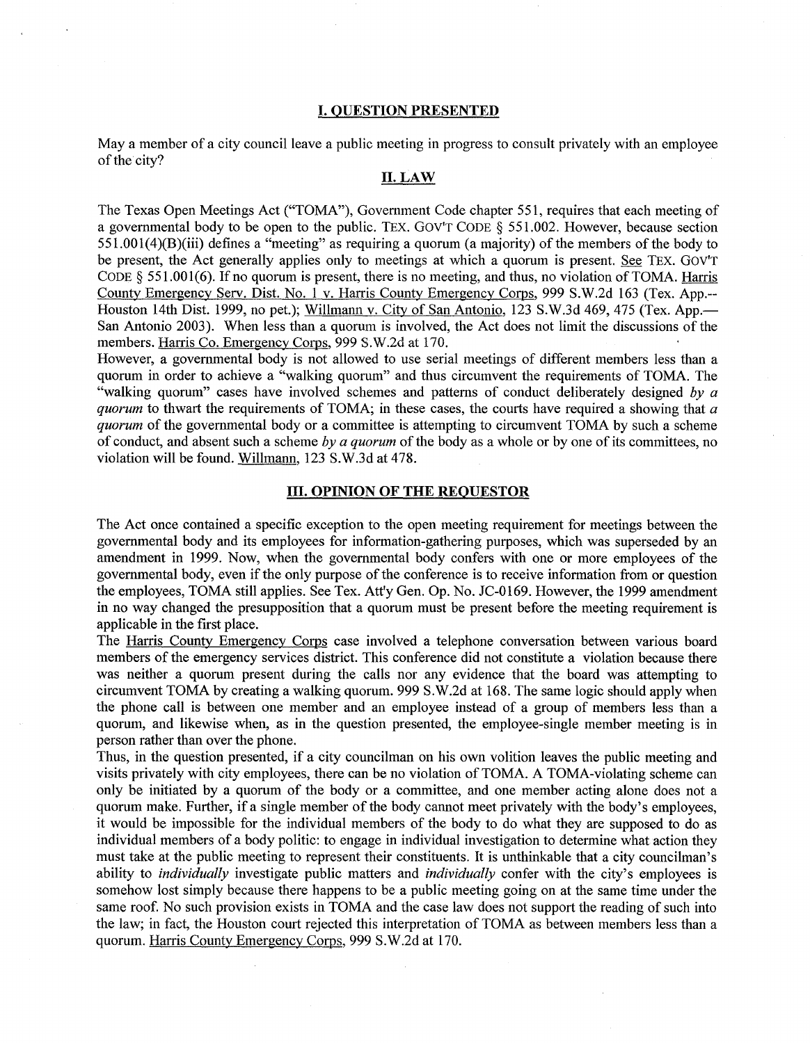## I. QUESTION PRESENTED

May a member of a city council leave a public meeting in progress to consult privately with an employee of the city?

## II. LAW

The Texas Open Meetings Act ("TOMA"), Government Code chapter 551, requires that each meeting of a governmental body to be open to the public. TEX. GOV'T CODE § 551.002. However, because section 551.001(4)(B)(iii) defines a "meeting" as requiring a quorum (a majority) of the members of the body to be present, the Act generally applies only to meetings at which a quorum is present. See TEX. GOV'T CODE § 551.001(6). If no quorum is present, there is no meeting, and thus, no violation of TOMA. Harris County Emergency Serv. Dist. No. 1 v. Harris County Emergency Corps, 999 S.W.2d 163 (Tex. App.--Houston 14th Dist. 1999, no pet.); Willmann v. City of San Antonio, 123 S.W.3d 469, 475 (Tex. App.—San Antonio 2003). When less than a quorum is involved, the Act does not limit the discussions of the members. Harris Co. Emergency Corps, 999 S.W.2d at 170.

However, a governmental body is not allowed to use serial meetings of different members less than a quorum in order to achieve a "walking quorum" and thus circumvent the requirements of TOMA. The "walking quorum" cases have involved schemes and patterns of conduct deliberately designed *by a quorum* to thwart the requirements of TOMA; in these cases, the courts have required a showing that *a quorum* of the governmental body or a committee is attempting to circumvent TOMA by such a scheme of conduct, and absent such a scheme *by a quorum* of the body as a whole or by one of its committees, no violation will be found. Willmann, 123 S.W.3d at 478.

## III. OPINION OF THE REQUESTOR

The Act once contained a specific exception to the open meeting requirement for meetings between the governmental body and its employees for information-gathering purposes, which was superseded by an amendment in 1999. Now, when the governmental body confers with one or more employees of the governmental body, even if the only purpose of the conference is to receive information from or question the employees, TOMA still applies. See Tex. Att'y Gen. Op. No. JC-0169. However, the 1999 amendment in no way changed the presupposition that a quorum must be present before the meeting requirement is applicable in the first place.

The Harris County Emergency Corps case involved a telephone conversation between various board members of the emergency services district. This conference did not constitute a violation because there was neither a quorum present during the calls nor any evidence that the board was attempting to circumvent TOMA by creating a walking quorum. 999 S.W.2d at 168. The same logic should apply when the phone call is between one member and an employee instead of a group of members less than a quorum, and likewise when, as in the question presented, the employee-single member meeting is in person rather than over the phone.

Thus, in the question presented, if a city councilman on his own volition leaves the public meeting and visits privately with city employees, there can be no violation of TOMA. A TOMA-violating scheme can only be initiated by a quorum of the body or a committee, and one member acting alone does not a quorum make. Further, if a single member of the body cannot meet privately with the body's employees, it would be impossible for the individual members of the body to do what they are supposed to do as individual members of a body politic: to engage in individual investigation to determine what action they must take at the public meeting to represent their constituents. It is unthinkable that a city councilman's ability to *individually* investigate public matters and *individually* confer with the city's employees is somehow lost simply because there happens to be a public meeting going on at the same time under the same roof. No such provision exists in TOMA and the case law does not support the reading of such into the law; in fact, the Houston court rejected this interpretation of TOMA as between members less than a quorum. Harris County Emergency Corps, 999 S.W.2d at 170.